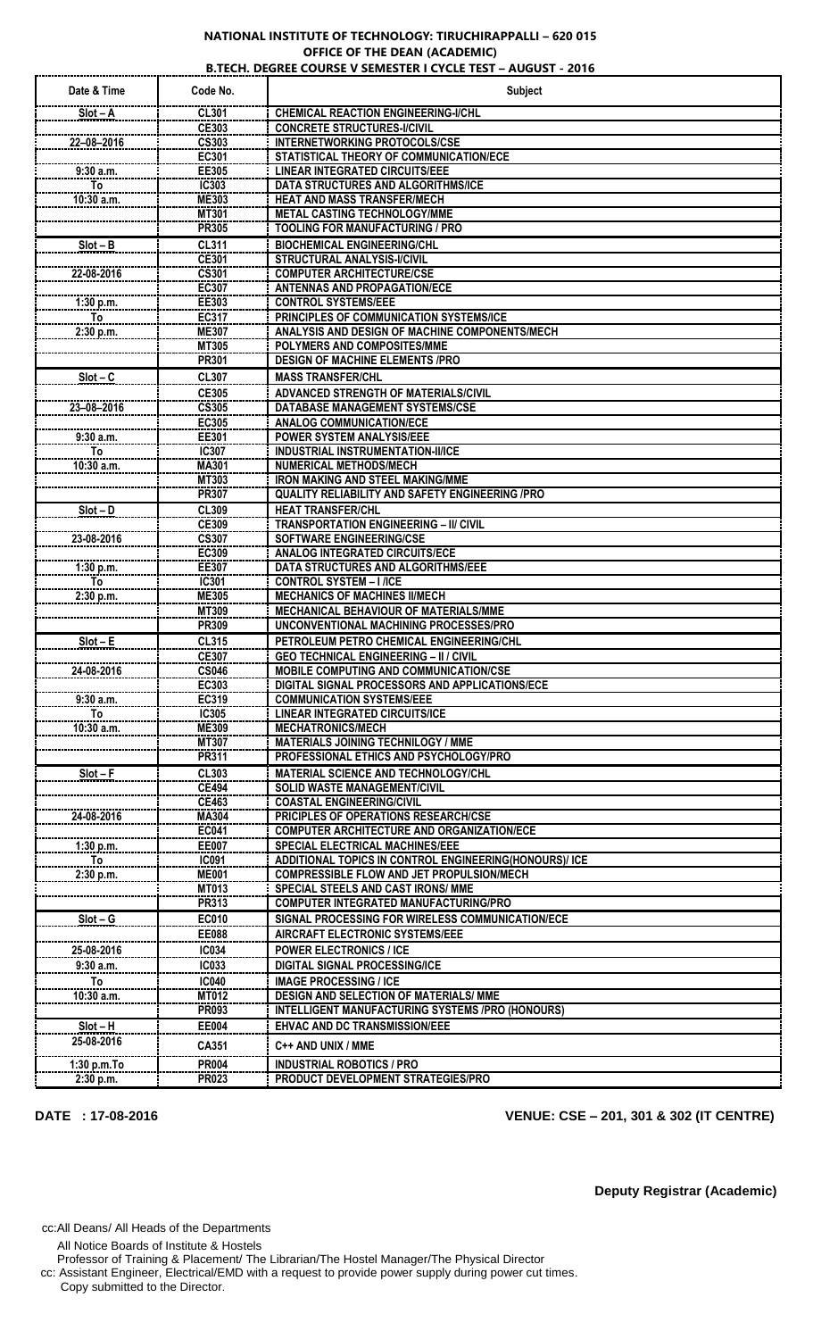**NATIONAL INSTITUTE OF TECHNOLOGY: TIRUCHIRAPPALLI – 620 015**
**OFFICE OF THE DEAN (ACADEMIC)**
**B.TECH. DEGREE COURSE V SEMESTER I CYCLE TEST – AUGUST - 2016**

| Date & Time | Code No. | Subject |
|---|---|---|
| Slot – A | CL301 | CHEMICAL REACTION ENGINEERING-I/CHL |
| | CE303 | CONCRETE STRUCTURES-I/CIVIL |
| 22–08–2016 | CS303 | INTERNETWORKING PROTOCOLS/CSE |
| | EC301 | STATISTICAL THEORY OF COMMUNICATION/ECE |
| 9:30 a.m. | EE305 | LINEAR INTEGRATED CIRCUITS/EEE |
| To | IC303 | DATA STRUCTURES AND ALGORITHMS/ICE |
| 10:30 a.m. | ME303 | HEAT AND MASS TRANSFER/MECH |
| | MT301 | METAL CASTING TECHNOLOGY/MME |
| | PR305 | TOOLING FOR MANUFACTURING / PRO |
| Slot – B | CL311 | BIOCHEMICAL ENGINEERING/CHL |
| | CE301 | STRUCTURAL ANALYSIS-I/CIVIL |
| 22-08-2016 | CS301 | COMPUTER ARCHITECTURE/CSE |
| | EC307 | ANTENNAS AND PROPAGATION/ECE |
| 1:30 p.m. | EE303 | CONTROL SYSTEMS/EEE |
| To | EC317 | PRINCIPLES OF COMMUNICATION SYSTEMS/ICE |
| 2:30 p.m. | ME307 | ANALYSIS AND DESIGN OF MACHINE COMPONENTS/MECH |
| | MT305 | POLYMERS AND COMPOSITES/MME |
| | PR301 | DESIGN OF MACHINE ELEMENTS /PRO |
| Slot – C | CL307 | MASS TRANSFER/CHL |
| | CE305 | ADVANCED STRENGTH OF MATERIALS/CIVIL |
| 23–08–2016 | CS305 | DATABASE MANAGEMENT SYSTEMS/CSE |
| | EC305 | ANALOG COMMUNICATION/ECE |
| 9:30 a.m. | EE301 | POWER SYSTEM ANALYSIS/EEE |
| To | IC307 | INDUSTRIAL INSTRUMENTATION-II/ICE |
| 10:30 a.m. | MA301 | NUMERICAL METHODS/MECH |
| | MT303 | IRON MAKING AND STEEL MAKING/MME |
| | PR307 | QUALITY RELIABILITY AND SAFETY ENGINEERING /PRO |
| Slot – D | CL309 | HEAT TRANSFER/CHL |
| | CE309 | TRANSPORTATION ENGINEERING – II/ CIVIL |
| 23-08-2016 | CS307 | SOFTWARE ENGINEERING/CSE |
| | EC309 | ANALOG INTEGRATED CIRCUITS/ECE |
| 1:30 p.m. | EE307 | DATA STRUCTURES AND ALGORITHMS/EEE |
| To | IC301 | CONTROL SYSTEM – I /ICE |
| 2:30 p.m. | ME305 | MECHANICS OF MACHINES II/MECH |
| | MT309 | MECHANICAL BEHAVIOUR OF MATERIALS/MME |
| | PR309 | UNCONVENTIONAL MACHINING PROCESSES/PRO |
| Slot – E | CL315 | PETROLEUM PETRO CHEMICAL ENGINEERING/CHL |
| | CE307 | GEO TECHNICAL ENGINEERING – II / CIVIL |
| 24-08-2016 | CS046 | MOBILE COMPUTING AND COMMUNICATION/CSE |
| | EC303 | DIGITAL SIGNAL PROCESSORS AND APPLICATIONS/ECE |
| 9:30 a.m. | EC319 | COMMUNICATION SYSTEMS/EEE |
| To | IC305 | LINEAR INTEGRATED CIRCUITS/ICE |
| 10:30 a.m. | ME309 | MECHATRONICS/MECH |
| | MT307 | MATERIALS JOINING TECHNILOGY / MME |
| | PR311 | PROFESSIONAL ETHICS AND PSYCHOLOGY/PRO |
| Slot – F | CL303 | MATERIAL SCIENCE AND TECHNOLOGY/CHL |
| | CE494 | SOLID WASTE MANAGEMENT/CIVIL |
| | CE463 | COASTAL ENGINEERING/CIVIL |
| 24-08-2016 | MA304 | PRICIPLES OF OPERATIONS RESEARCH/CSE |
| | EC041 | COMPUTER ARCHITECTURE AND ORGANIZATION/ECE |
| 1:30 p.m. | EE007 | SPECIAL ELECTRICAL MACHINES/EEE |
| To | IC091 | ADDITIONAL TOPICS IN CONTROL ENGINEERING(HONOURS)/ ICE |
| 2:30 p.m. | ME001 | COMPRESSIBLE FLOW AND JET PROPULSION/MECH |
| | MT013 | SPECIAL STEELS AND CAST IRONS/ MME |
| | PR313 | COMPUTER INTEGRATED MANUFACTURING/PRO |
| Slot – G | EC010 | SIGNAL PROCESSING FOR WIRELESS COMMUNICATION/ECE |
| | EE088 | AIRCRAFT ELECTRONIC SYSTEMS/EEE |
| 25-08-2016 | IC034 | POWER ELECTRONICS / ICE |
| 9:30 a.m. | IC033 | DIGITAL SIGNAL PROCESSING/ICE |
| To | IC040 | IMAGE PROCESSING / ICE |
| 10:30 a.m. | MT012 | DESIGN AND SELECTION OF MATERIALS/ MME |
| | PR093 | INTELLIGENT MANUFACTURING SYSTEMS /PRO (HONOURS) |
| Slot – H | EE004 | EHVAC AND DC TRANSMISSION/EEE |
| 25-08-2016 | CA351 | C++ AND UNIX / MME |
| 1:30 p.m.To | PR004 | INDUSTRIAL ROBOTICS / PRO |
| 2:30 p.m. | PR023 | PRODUCT DEVELOPMENT STRATEGIES/PRO |

**DATE : 17-08-2016** **VENUE: CSE – 201, 301 & 302 (IT CENTRE)**

**Deputy Registrar (Academic)**

cc:All Deans/ All Heads of the Departments
All Notice Boards of Institute & Hostels
Professor of Training & Placement/ The Librarian/The Hostel Manager/The Physical Director
cc: Assistant Engineer, Electrical/EMD with a request to provide power supply during power cut times.
Copy submitted to the Director.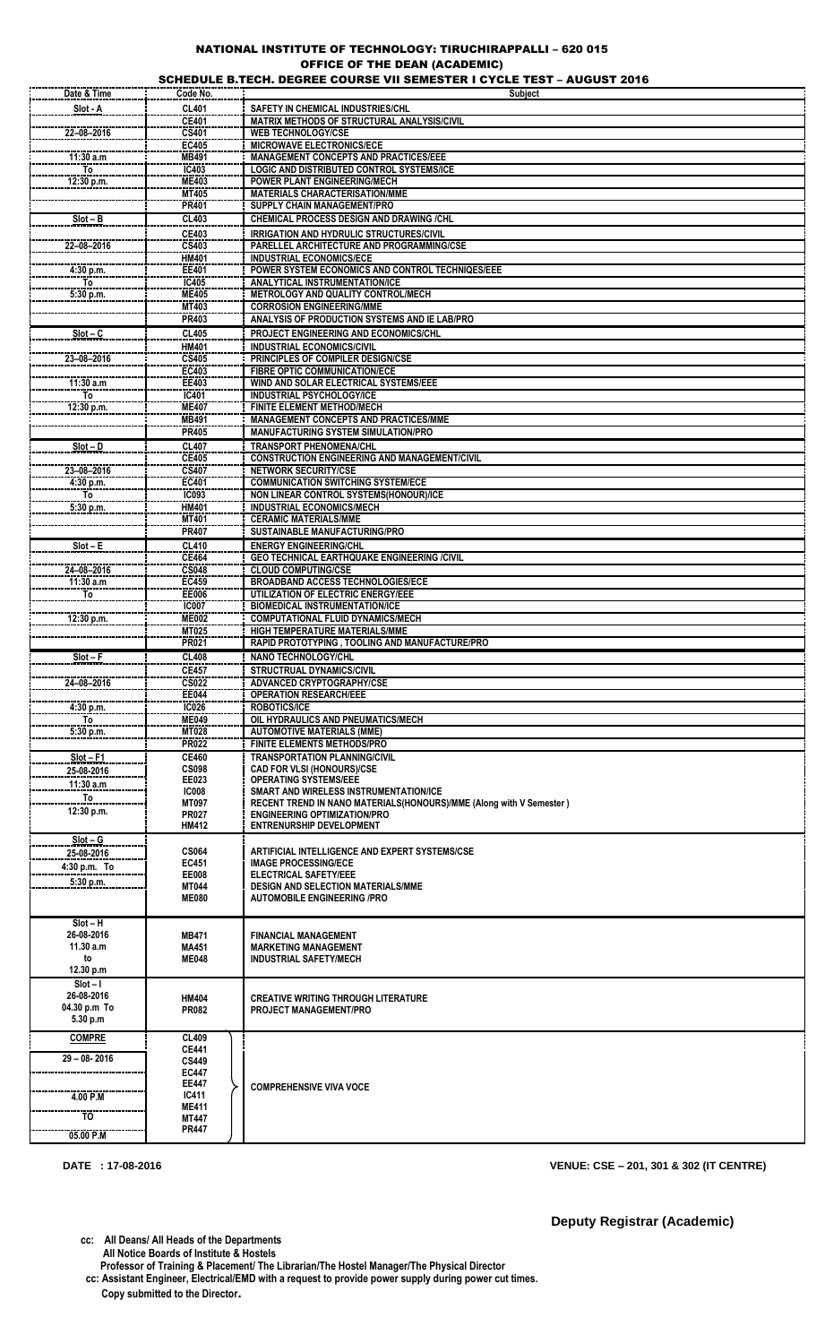# NATIONAL INSTITUTE OF TECHNOLOGY: TIRUCHIRAPPALLI – 620 015

## OFFICE OF THE DEAN (ACADEMIC)

### SCHEDULE B.TECH. DEGREE COURSE VII SEMESTER I CYCLE TEST – AUGUST 2016

| Date & Time | Code No. | Subject |
|---|---|---|
| Slot - A | CL401 | SAFETY IN CHEMICAL INDUSTRIES/CHL |
| | CE401 | MATRIX METHODS OF STRUCTURAL ANALYSIS/CIVIL |
| 22–08–2016 | CS401 | WEB TECHNOLOGY/CSE |
| | EC405 | MICROWAVE ELECTRONICS/ECE |
| 11:30 a.m | MB491 | MANAGEMENT CONCEPTS AND PRACTICES/EEE |
| To | IC403 | LOGIC AND DISTRIBUTED CONTROL SYSTEMS/ICE |
| 12:30 p.m. | ME403 | POWER PLANT ENGINEERING/MECH |
| | MT405 | MATERIALS CHARACTERISATION/MME |
| | PR401 | SUPPLY CHAIN MANAGEMENT/PRO |
| Slot – B | CL403 | CHEMICAL PROCESS DESIGN AND DRAWING /CHL |
| | CE403 | IRRIGATION AND HYDRULIC STRUCTURES/CIVIL |
| 22–08–2016 | CS403 | PARELLEL ARCHITECTURE AND PROGRAMMING/CSE |
| | HM401 | INDUSTRIAL ECONOMICS/ECE |
| 4:30 p.m. | EE401 | POWER SYSTEM ECONOMICS AND CONTROL TECHNIQES/EEE |
| To | IC405 | ANALYTICAL INSTRUMENTATION/ICE |
| 5:30 p.m. | ME405 | METROLOGY AND QUALITY CONTROL/MECH |
| | MT403 | CORROSION ENGINEERING/MME |
| | PR403 | ANALYSIS OF PRODUCTION SYSTEMS AND IE LAB/PRO |
| Slot – C | CL405 | PROJECT ENGINEERING AND ECONOMICS/CHL |
| | HM401 | INDUSTRIAL ECONOMICS/CIVIL |
| 23–08–2016 | CS405 | PRINCIPLES OF COMPILER DESIGN/CSE |
| | EC403 | FIBRE OPTIC COMMUNICATION/ECE |
| 11:30 a.m | EE403 | WIND AND SOLAR ELECTRICAL SYSTEMS/EEE |
| To | IC401 | INDUSTRIAL PSYCHOLOGY/ICE |
| 12:30 p.m. | ME407 | FINITE ELEMENT METHOD/MECH |
| | MB491 | MANAGEMENT CONCEPTS AND PRACTICES/MME |
| | PR405 | MANUFACTURING SYSTEM SIMULATION/PRO |
| Slot – D | CL407 | TRANSPORT PHENOMENA/CHL |
| | CE405 | CONSTRUCTION ENGINEERING AND MANAGEMENT/CIVIL |
| 23–08–2016 | CS407 | NETWORK SECURITY/CSE |
| 4:30 p.m. | EC401 | COMMUNICATION SWITCHING SYSTEM/ECE |
| To | IC093 | NON LINEAR CONTROL SYSTEMS(HONOUR)/ICE |
| 5:30 p.m. | HM401 | INDUSTRIAL ECONOMICS/MECH |
| | MT401 | CERAMIC MATERIALS/MME |
| | PR407 | SUSTAINABLE MANUFACTURING/PRO |
| Slot – E | CL410 | ENERGY ENGINEERING/CHL |
| | CE464 | GEO TECHNICAL EARTHQUAKE ENGINEERING /CIVIL |
| 24–08–2016 | CS048 | CLOUD COMPUTING/CSE |
| 11:30 a.m | EC459 | BROADBAND ACCESS TECHNOLOGIES/ECE |
| To | EE006 | UTILIZATION OF ELECTRIC ENERGY/EEE |
| | IC007 | BIOMEDICAL INSTRUMENTATION/ICE |
| 12:30 p.m. | ME002 | COMPUTATIONAL FLUID DYNAMICS/MECH |
| | MT025 | HIGH TEMPERATURE MATERIALS/MME |
| | PR021 | RAPID PROTOTYPING , TOOLING AND MANUFACTURE/PRO |
| Slot – F | CL408 | NANO TECHNOLOGY/CHL |
| | CE457 | STRUCTRUAL DYNAMICS/CIVIL |
| 24–08–2016 | CS022 | ADVANCED CRYPTOGRAPHY/CSE |
| | EE044 | OPERATION RESEARCH/EEE |
| 4:30 p.m. | IC026 | ROBOTICS/ICE |
| To | ME049 | OIL HYDRAULICS AND PNEUMATICS/MECH |
| 5:30 p.m. | MT028 | AUTOMOTIVE MATERIALS (MME) |
| | PR022 | FINITE ELEMENTS METHODS/PRO |
| Slot – F1 | CE460 | TRANSPORTATION PLANNING/CIVIL |
| 25-08-2016 | CS098 | CAD FOR VLSI (HONOURS)/CSE |
| 11:30 a.m | EE023 | OPERATING SYSTEMS/EEE |
| To | IC008 | SMART AND WIRELESS INSTRUMENTATION/ICE |
| 12:30 p.m. | MT097 | RECENT TREND IN NANO MATERIALS(HONOURS)/MME (Along with V Semester ) |
| | PR027 | ENGINEERING OPTIMIZATION/PRO |
| | HM412 | ENTRENURSHIP DEVELOPMENT |
| Slot – G | | |
| 25-08-2016 | CS064 | ARTIFICIAL INTELLIGENCE AND EXPERT SYSTEMS/CSE |
| 4:30 p.m. To | EC451 | IMAGE PROCESSING/ECE |
| 5:30 p.m. | EE008 | ELECTRICAL SAFETY/EEE |
| | MT044 | DESIGN AND SELECTION MATERIALS/MME |
| | ME080 | AUTOMOBILE ENGINEERING /PRO |
| Slot – H<br>26-08-2016<br>11.30 a.m<br>to<br>12.30 p.m | MB471<br>MA451<br>ME048 | FINANCIAL MANAGEMENT<br>MARKETING MANAGEMENT<br>INDUSTRIAL SAFETY/MECH |
| Slot – I<br>26-08-2016<br>04.30 p.m To<br>5.30 p.m | HM404<br>PR082 | CREATIVE WRITING THROUGH LITERATURE<br>PROJECT MANAGEMENT/PRO |
| COMPRE<br>29 – 08- 2016<br>4.00 P.M<br>TO<br>05.00 P.M | CL409<br>CE441<br>CS449<br>EC447<br>EE447<br>IC411<br>ME411<br>MT447<br>PR447 | COMPREHENSIVE VIVA VOCE |

DATE : 17-08-2016

VENUE: CSE – 201, 301 & 302 (IT CENTRE)

**Deputy Registrar (Academic)**

cc: All Deans/ All Heads of the Departments
All Notice Boards of Institute & Hostels
Professor of Training & Placement/ The Librarian/The Hostel Manager/The Physical Director
cc: Assistant Engineer, Electrical/EMD with a request to provide power supply during power cut times.
Copy submitted to the Director.